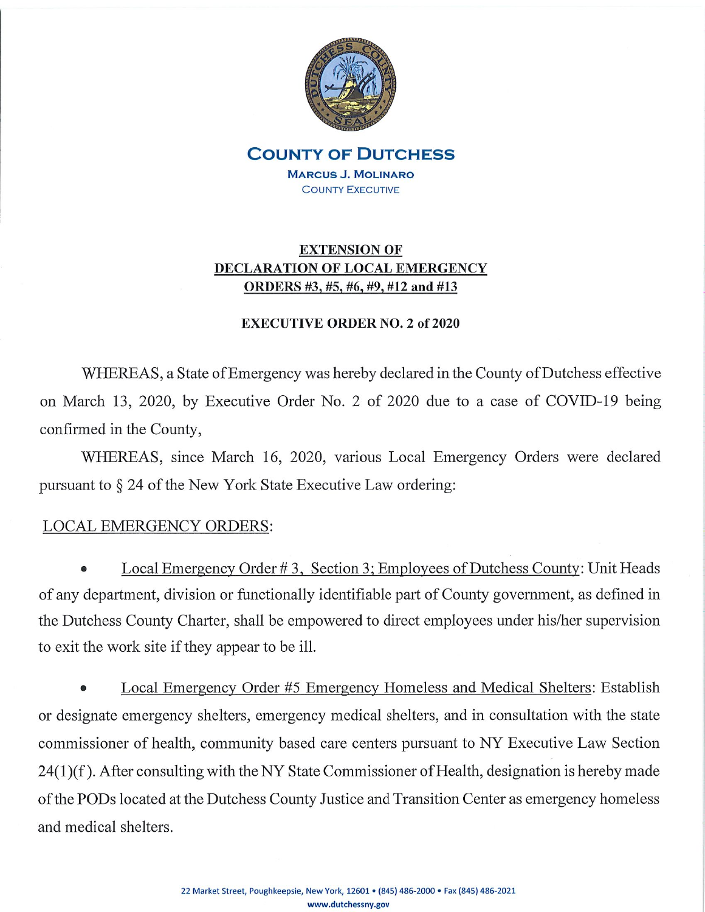# COUNTY OF DUTCHESS

**MARCUS J. MOLINARO**
COUNTY EXECUTIVE

## EXTENSION OF DECLARATION OF LOCAL EMERGENCY ORDERS #3, #5, #6, #9, #12 and #13

### EXECUTIVE ORDER NO. 2 of 2020

WHEREAS, a State of Emergency was hereby declared in the County of Dutchess effective on March 13, 2020, by Executive Order No. 2 of 2020 due to a case of COVID-19 being confirmed in the County,

WHEREAS, since March 16, 2020, various Local Emergency Orders were declared pursuant to § 24 of the New York State Executive Law ordering:

LOCAL EMERGENCY ORDERS:

- Local Emergency Order # 3, Section 3; Employees of Dutchess County: Unit Heads of any department, division or functionally identifiable part of County government, as defined in the Dutchess County Charter, shall be empowered to direct employees under his/her supervision to exit the work site if they appear to be ill.

- Local Emergency Order #5 Emergency Homeless and Medical Shelters: Establish or designate emergency shelters, emergency medical shelters, and in consultation with the state commissioner of health, community based care centers pursuant to NY Executive Law Section 24(1)(f). After consulting with the NY State Commissioner of Health, designation is hereby made of the PODs located at the Dutchess County Justice and Transition Center as emergency homeless and medical shelters.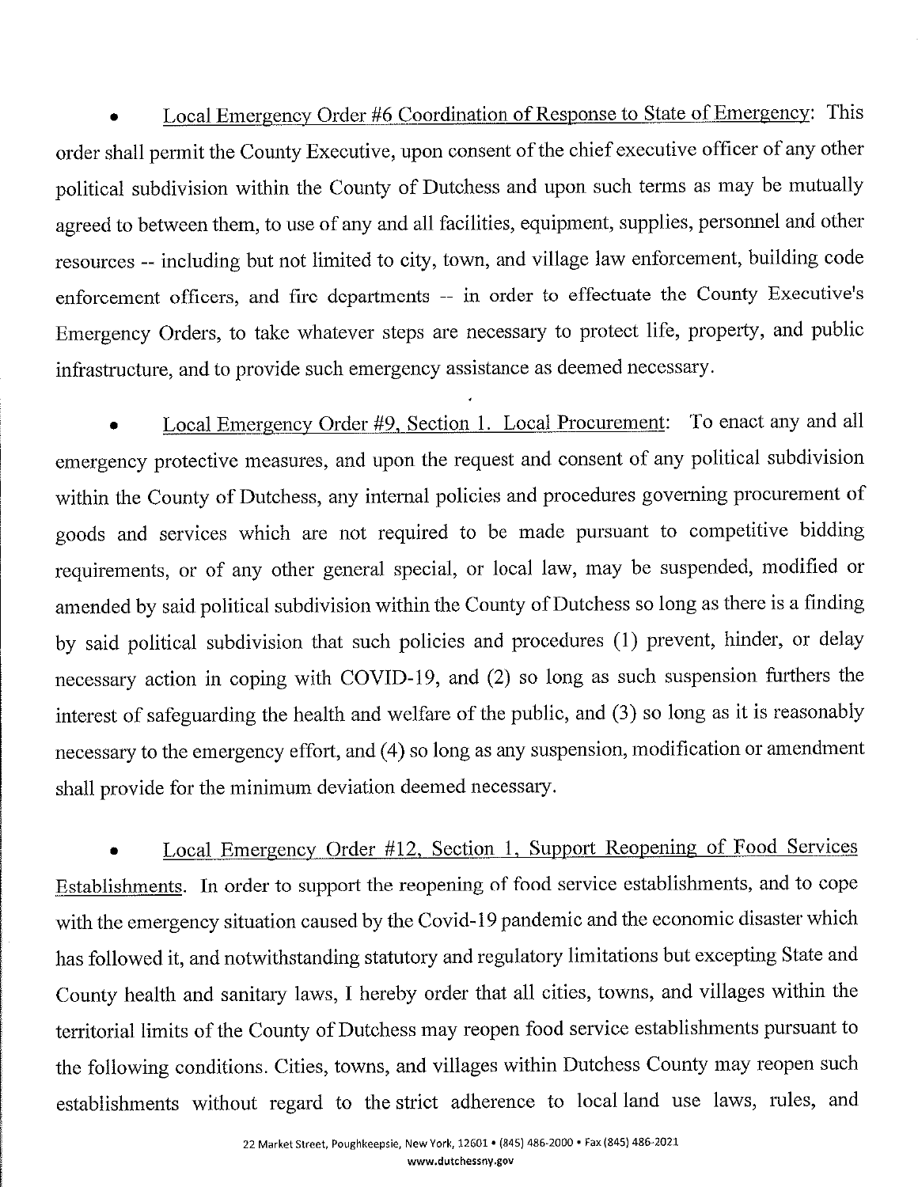- <u>Local Emergency Order #6 Coordination of Response to State of Emergency</u>: This order shall permit the County Executive, upon consent of the chief executive officer of any other political subdivision within the County of Dutchess and upon such terms as may be mutually agreed to between them, to use of any and all facilities, equipment, supplies, personnel and other resources -- including but not limited to city, town, and village law enforcement, building code enforcement officers, and fire departments -- in order to effectuate the County Executive's Emergency Orders, to take whatever steps are necessary to protect life, property, and public infrastructure, and to provide such emergency assistance as deemed necessary.

- <u>Local Emergency Order #9, Section 1. Local Procurement</u>: To enact any and all emergency protective measures, and upon the request and consent of any political subdivision within the County of Dutchess, any internal policies and procedures governing procurement of goods and services which are not required to be made pursuant to competitive bidding requirements, or of any other general special, or local law, may be suspended, modified or amended by said political subdivision within the County of Dutchess so long as there is a finding by said political subdivision that such policies and procedures (1) prevent, hinder, or delay necessary action in coping with COVID-19, and (2) so long as such suspension furthers the interest of safeguarding the health and welfare of the public, and (3) so long as it is reasonably necessary to the emergency effort, and (4) so long as any suspension, modification or amendment shall provide for the minimum deviation deemed necessary.

- <u>Local Emergency Order #12, Section 1, Support Reopening of Food Services Establishments</u>. In order to support the reopening of food service establishments, and to cope with the emergency situation caused by the Covid-19 pandemic and the economic disaster which has followed it, and notwithstanding statutory and regulatory limitations but excepting State and County health and sanitary laws, I hereby order that all cities, towns, and villages within the territorial limits of the County of Dutchess may reopen food service establishments pursuant to the following conditions. Cities, towns, and villages within Dutchess County may reopen such establishments without regard to the strict adherence to local land use laws, rules, and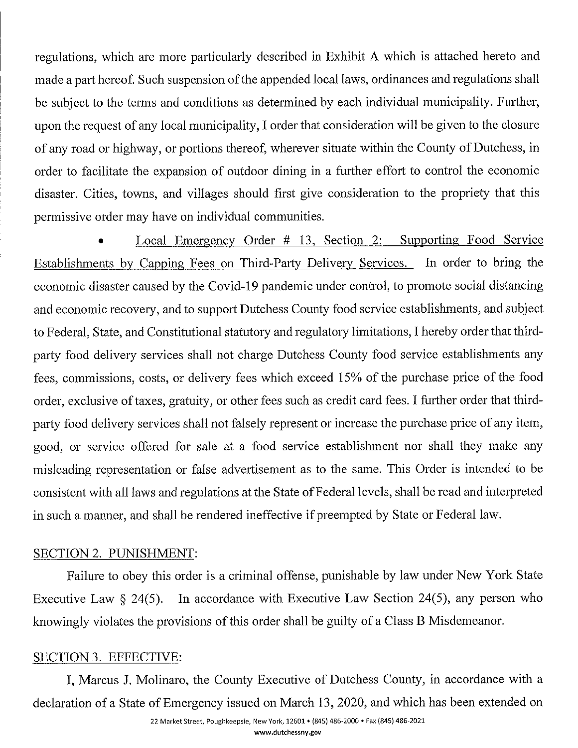regulations, which are more particularly described in Exhibit A which is attached hereto and made a part hereof. Such suspension of the appended local laws, ordinances and regulations shall be subject to the terms and conditions as determined by each individual municipality. Further, upon the request of any local municipality, I order that consideration will be given to the closure of any road or highway, or portions thereof, wherever situate within the County of Dutchess, in order to facilitate the expansion of outdoor dining in a further effort to control the economic disaster. Cities, towns, and villages should first give consideration to the propriety that this permissive order may have on individual communities.

- Local Emergency Order # 13, Section 2: Supporting Food Service Establishments by Capping Fees on Third-Party Delivery Services. In order to bring the economic disaster caused by the Covid-19 pandemic under control, to promote social distancing and economic recovery, and to support Dutchess County food service establishments, and subject to Federal, State, and Constitutional statutory and regulatory limitations, I hereby order that third-party food delivery services shall not charge Dutchess County food service establishments any fees, commissions, costs, or delivery fees which exceed 15% of the purchase price of the food order, exclusive of taxes, gratuity, or other fees such as credit card fees. I further order that third-party food delivery services shall not falsely represent or increase the purchase price of any item, good, or service offered for sale at a food service establishment nor shall they make any misleading representation or false advertisement as to the same. This Order is intended to be consistent with all laws and regulations at the State of Federal levels, shall be read and interpreted in such a manner, and shall be rendered ineffective if preempted by State or Federal law.

## SECTION 2. PUNISHMENT:

Failure to obey this order is a criminal offense, punishable by law under New York State Executive Law § 24(5). In accordance with Executive Law Section 24(5), any person who knowingly violates the provisions of this order shall be guilty of a Class B Misdemeanor.

## SECTION 3. EFFECTIVE:

I, Marcus J. Molinaro, the County Executive of Dutchess County, in accordance with a declaration of a State of Emergency issued on March 13, 2020, and which has been extended on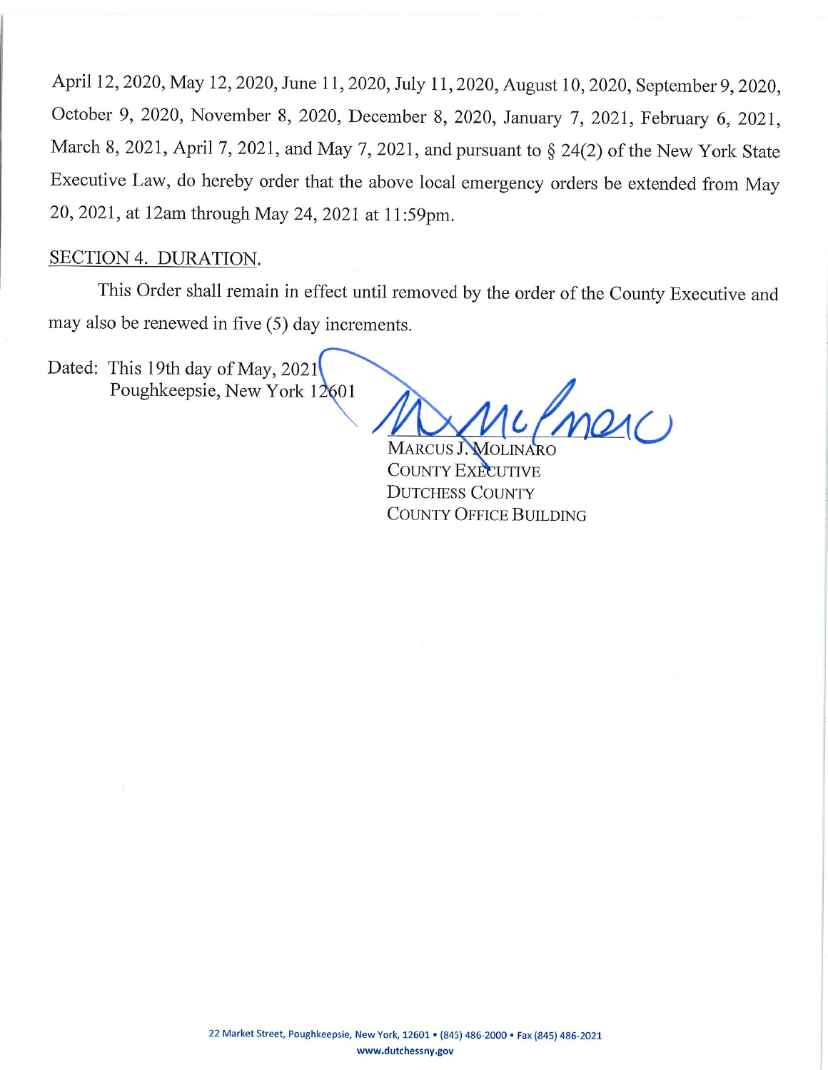April 12, 2020, May 12, 2020, June 11, 2020, July 11, 2020, August 10, 2020, September 9, 2020, October 9, 2020, November 8, 2020, December 8, 2020, January 7, 2021, February 6, 2021, March 8, 2021, April 7, 2021, and May 7, 2021, and pursuant to § 24(2) of the New York State Executive Law, do hereby order that the above local emergency orders be extended from May 20, 2021, at 12am through May 24, 2021 at 11:59pm.

SECTION 4. DURATION.

This Order shall remain in effect until removed by the order of the County Executive and may also be renewed in five (5) day increments.

Dated: This 19th day of May, 2021
Poughkeepsie, New York 12601

MARCUS J. MOLINARO
COUNTY EXECUTIVE
DUTCHESS COUNTY
COUNTY OFFICE BUILDING

22 Market Street, Poughkeepsie, New York, 12601 • (845) 486-2000 • Fax (845) 486-2021
www.dutchessny.gov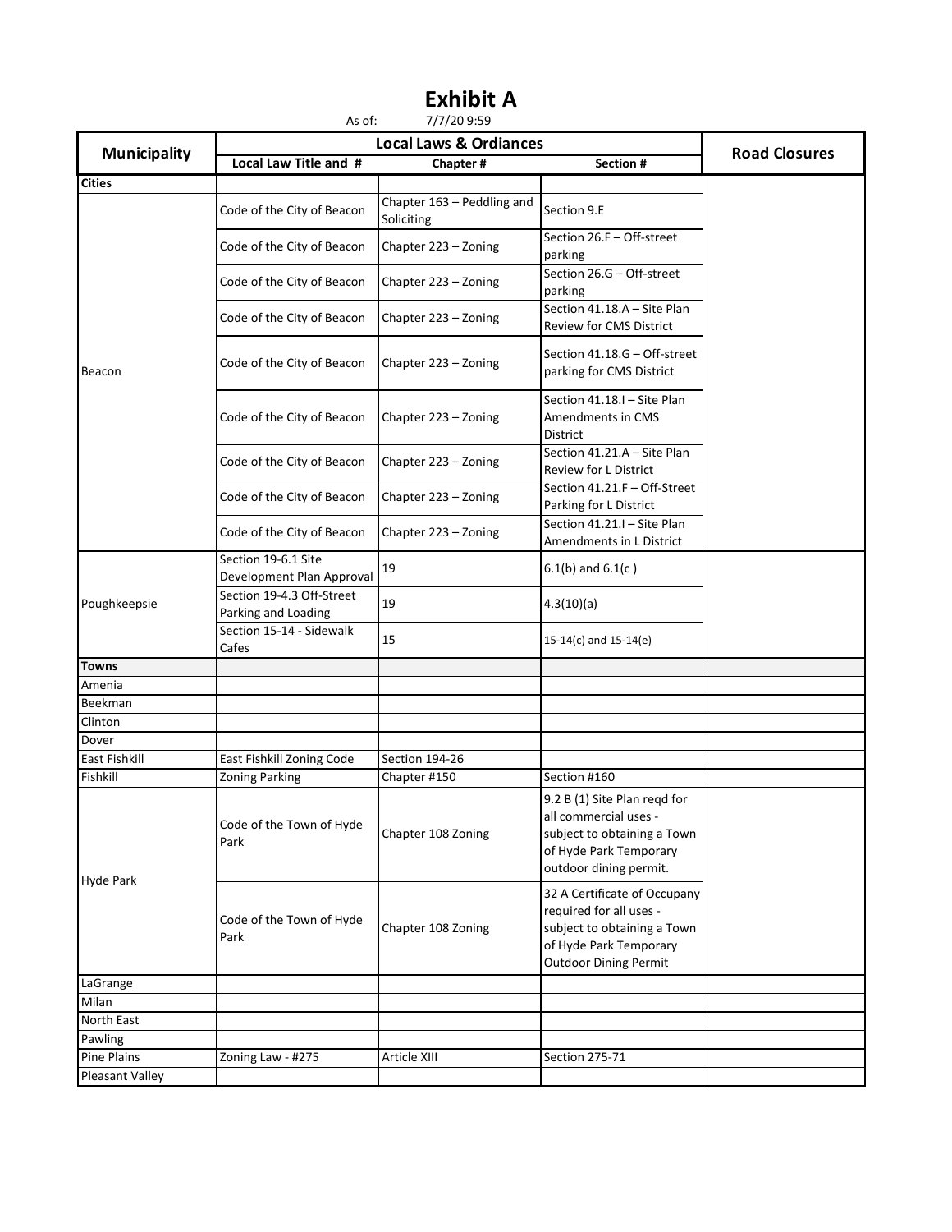# Exhibit A

As of: 7/7/20 9:59

| Municipality | Local Laws & Ordiances | | | Road Closures |
|---|---|---|---|---|
| | Local Law Title and # | Chapter # | Section # | |
| **Cities** | | | | |
| Beacon | Code of the City of Beacon | Chapter 163 – Peddling and Soliciting | Section 9.E | |
| | Code of the City of Beacon | Chapter 223 – Zoning | Section 26.F – Off-street parking | |
| | Code of the City of Beacon | Chapter 223 – Zoning | Section 26.G – Off-street parking | |
| | Code of the City of Beacon | Chapter 223 – Zoning | Section 41.18.A – Site Plan Review for CMS District | |
| | Code of the City of Beacon | Chapter 223 – Zoning | Section 41.18.G – Off-street parking for CMS District | |
| | Code of the City of Beacon | Chapter 223 – Zoning | Section 41.18.I – Site Plan Amendments in CMS District | |
| | Code of the City of Beacon | Chapter 223 – Zoning | Section 41.21.A – Site Plan Review for L District | |
| | Code of the City of Beacon | Chapter 223 – Zoning | Section 41.21.F – Off-Street Parking for L District | |
| | Code of the City of Beacon | Chapter 223 – Zoning | Section 41.21.I – Site Plan Amendments in L District | |
| Poughkeepsie | Section 19-6.1 Site Development Plan Approval | 19 | 6.1(b) and 6.1(c ) | |
| | Section 19-4.3 Off-Street Parking and Loading | 19 | 4.3(10)(a) | |
| | Section 15-14 - Sidewalk Cafes | 15 | 15-14(c) and 15-14(e) | |
| **Towns** | | | | |
| Amenia | | | | |
| Beekman | | | | |
| Clinton | | | | |
| Dover | | | | |
| East Fishkill | East Fishkill Zoning Code | Section 194-26 | | |
| Fishkill | Zoning Parking | Chapter #150 | Section #160 | |
| Hyde Park | Code of the Town of Hyde Park | Chapter 108 Zoning | 9.2 B (1) Site Plan reqd for all commercial uses - subject to obtaining a Town of Hyde Park Temporary outdoor dining permit. | |
| | Code of the Town of Hyde Park | Chapter 108 Zoning | 32 A Certificate of Occupany required for all uses - subject to obtaining a Town of Hyde Park Temporary Outdoor Dining Permit | |
| LaGrange | | | | |
| Milan | | | | |
| North East | | | | |
| Pawling | | | | |
| Pine Plains | Zoning Law - #275 | Article XIII | Section 275-71 | |
| Pleasant Valley | | | | |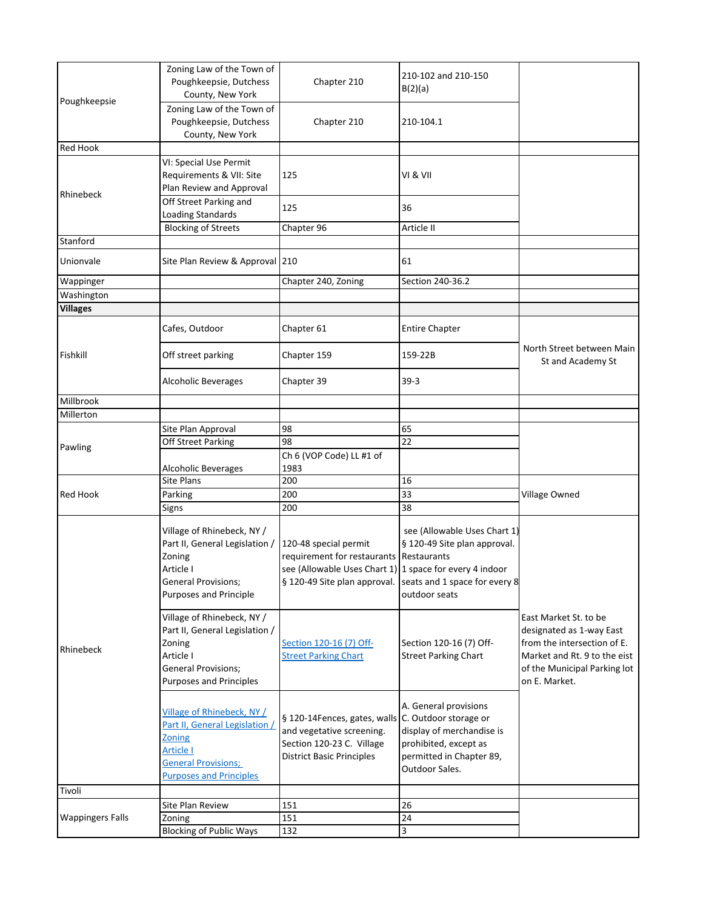| | | | | |
|---|---|---|---|---|
| Poughkeepsie | Zoning Law of the Town of Poughkeepsie, Dutchess County, New York | Chapter 210 | 210-102 and 210-150 B(2)(a) | |
| | Zoning Law of the Town of Poughkeepsie, Dutchess County, New York | Chapter 210 | 210-104.1 | |
| Red Hook | | | | |
| Rhinebeck | VI: Special Use Permit Requirements & VII: Site Plan Review and Approval | 125 | VI & VII | |
| | Off Street Parking and Loading Standards | 125 | 36 | |
| | Blocking of Streets | Chapter 96 | Article II | |
| Stanford | | | | |
| Unionvale | Site Plan Review & Approval | 210 | 61 | |
| Wappinger | | Chapter 240, Zoning | Section 240-36.2 | |
| Washington | | | | |
| **Villages** | | | | |
| Fishkill | Cafes, Outdoor | Chapter 61 | Entire Chapter | North Street between Main St and Academy St |
| | Off street parking | Chapter 159 | 159-22B | |
| | Alcoholic Beverages | Chapter 39 | 39-3 | |
| Millbrook | | | | |
| Millerton | | | | |
| Pawling | Site Plan Approval | 98 | 65 | |
| | Off Street Parking | 98 | 22 | |
| | Alcoholic Beverages | Ch 6 (VOP Code) LL #1 of 1983 | | |
| Red Hook | Site Plans | 200 | 16 | Village Owned |
| | Parking | 200 | 33 | |
| | Signs | 200 | 38 | |
| Rhinebeck | Village of Rhinebeck, NY / Part II, General Legislation / Zoning Article I General Provisions; Purposes and Principle | 120-48 special permit requirement for restaurants see (Allowable Uses Chart 1) § 120-49 Site plan approval. | see (Allowable Uses Chart 1) § 120-49 Site plan approval. Restaurants 1 space for every 4 indoor seats and 1 space for every 8 outdoor seats | East Market St. to be designated as 1-way East from the intersection of E. Market and Rt. 9 to the eist of the Municipal Parking lot on E. Market. |
| | Village of Rhinebeck, NY / Part II, General Legislation / Zoning Article I General Provisions; Purposes and Principles | Section 120-16 (7) Off-Street Parking Chart | Section 120-16 (7) Off-Street Parking Chart | |
| | Village of Rhinebeck, NY / Part II, General Legislation / Zoning Article I General Provisions; Purposes and Principles | § 120-14Fences, gates, walls and vegetative screening. Section 120-23 C. Village District Basic Principles | A. General provisions C. Outdoor storage or display of merchandise is prohibited, except as permitted in Chapter 89, Outdoor Sales. | |
| Tivoli | | | | |
| Wappingers Falls | Site Plan Review | 151 | 26 | |
| | Zoning | 151 | 24 | |
| | Blocking of Public Ways | 132 | 3 | |